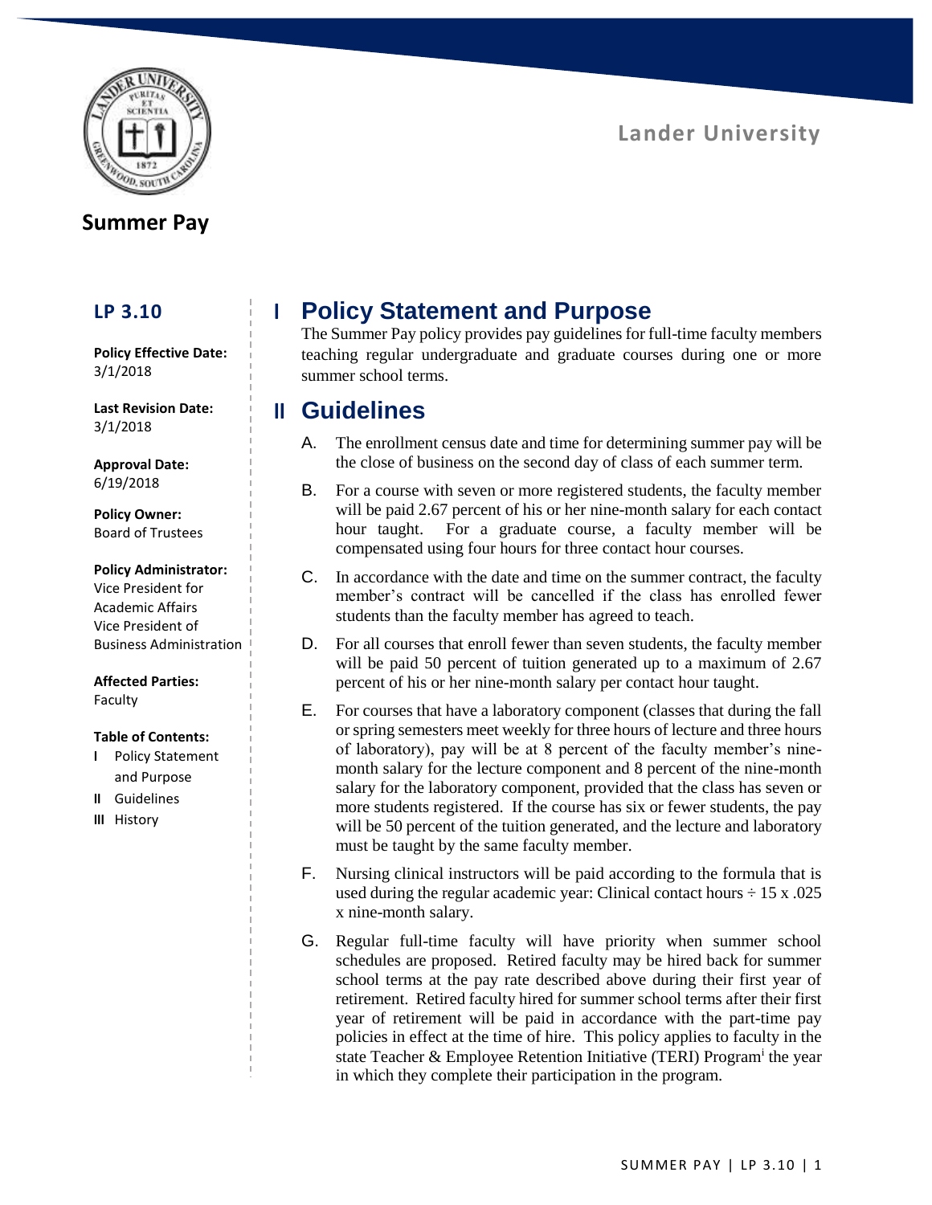Lander University

# Summer Pay

## LP 3.10

**Policy Effective Date:**
3/1/2018

**Last Revision Date:**
3/1/2018

**Approval Date:**
6/19/2018

**Policy Owner:**
Board of Trustees

**Policy Administrator:**
Vice President for Academic Affairs
Vice President of Business Administration

**Affected Parties:**
Faculty

**Table of Contents:**

- **I** Policy Statement and Purpose
- **II** Guidelines
- **III** History

## I Policy Statement and Purpose

The Summer Pay policy provides pay guidelines for full-time faculty members teaching regular undergraduate and graduate courses during one or more summer school terms.

## II Guidelines

A. The enrollment census date and time for determining summer pay will be the close of business on the second day of class of each summer term.

B. For a course with seven or more registered students, the faculty member will be paid 2.67 percent of his or her nine-month salary for each contact hour taught. For a graduate course, a faculty member will be compensated using four hours for three contact hour courses.

C. In accordance with the date and time on the summer contract, the faculty member's contract will be cancelled if the class has enrolled fewer students than the faculty member has agreed to teach.

D. For all courses that enroll fewer than seven students, the faculty member will be paid 50 percent of tuition generated up to a maximum of 2.67 percent of his or her nine-month salary per contact hour taught.

E. For courses that have a laboratory component (classes that during the fall or spring semesters meet weekly for three hours of lecture and three hours of laboratory), pay will be at 8 percent of the faculty member's nine-month salary for the lecture component and 8 percent of the nine-month salary for the laboratory component, provided that the class has seven or more students registered. If the course has six or fewer students, the pay will be 50 percent of the tuition generated, and the lecture and laboratory must be taught by the same faculty member.

F. Nursing clinical instructors will be paid according to the formula that is used during the regular academic year: Clinical contact hours ÷ 15 x .025 x nine-month salary.

G. Regular full-time faculty will have priority when summer school schedules are proposed. Retired faculty may be hired back for summer school terms at the pay rate described above during their first year of retirement. Retired faculty hired for summer school terms after their first year of retirement will be paid in accordance with the part-time pay policies in effect at the time of hire. This policy applies to faculty in the state Teacher & Employee Retention Initiative (TERI) Program[i] the year in which they complete their participation in the program.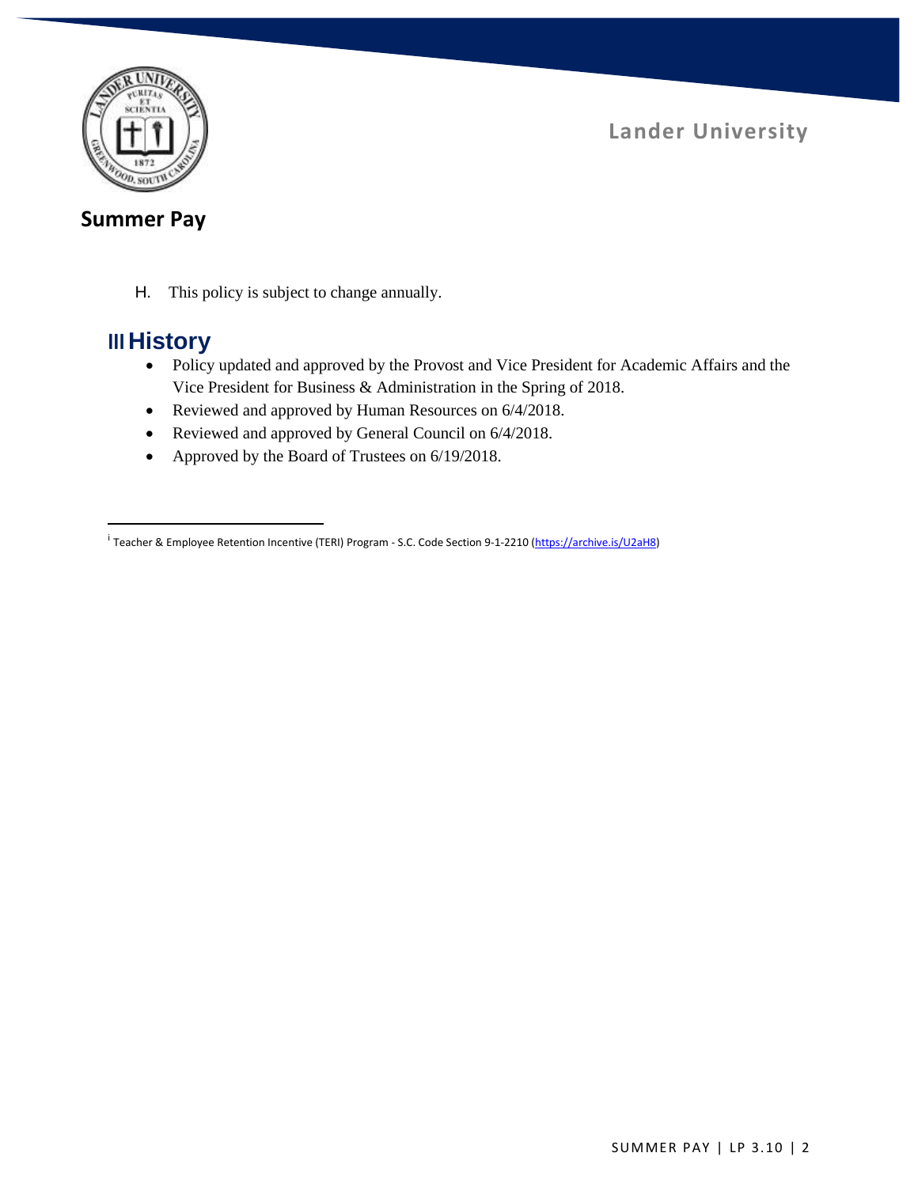H. This policy is subject to change annually.

## III History

- Policy updated and approved by the Provost and Vice President for Academic Affairs and the Vice President for Business & Administration in the Spring of 2018.
- Reviewed and approved by Human Resources on 6/4/2018.
- Reviewed and approved by General Council on 6/4/2018.
- Approved by the Board of Trustees on 6/19/2018.

---

[i] Teacher & Employee Retention Incentive (TERI) Program - S.C. Code Section 9-1-2210 (https://archive.is/U2aH8)